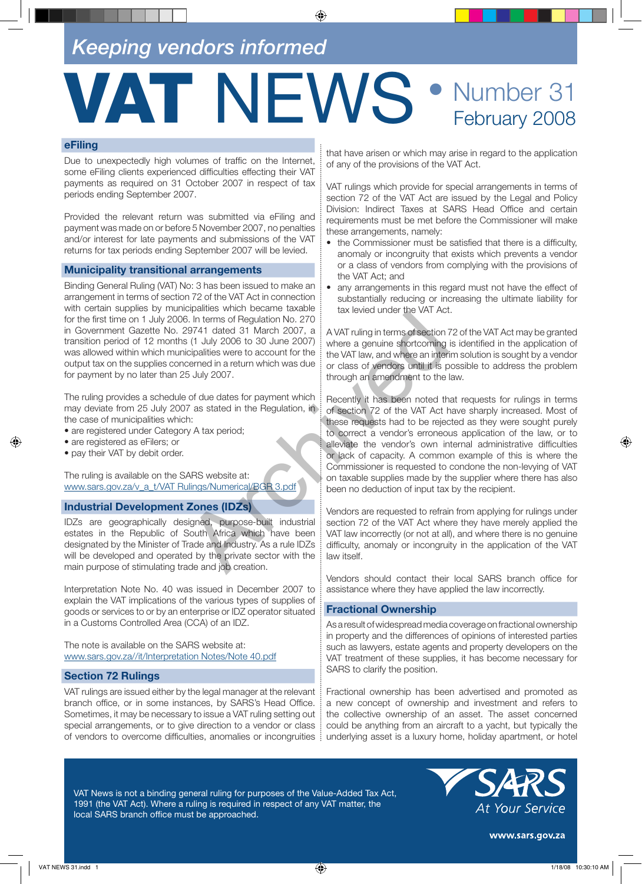*Keeping vendors informed*

# VAT NEWS • Number 31 February 2008

## eFiling

Due to unexpectedly high volumes of traffic on the Internet, some eFiling clients experienced difficulties effecting their VAT payments as required on 31 October 2007 in respect of tax periods ending September 2007.

Provided the relevant return was submitted via eFiling and payment was made on or before 5 November 2007, no penalties and/or interest for late payments and submissions of the VAT returns for tax periods ending September 2007 will be levied.

## Municipality transitional arrangements

Binding General Ruling (VAT) No: 3 has been issued to make an arrangement in terms of section 72 of the VAT Act in connection with certain supplies by municipalities which became taxable for the first time on 1 July 2006. In terms of Regulation No. 270 in Government Gazette No. 29741 dated 31 March 2007, a transition period of 12 months (1 July 2006 to 30 June 2007) was allowed within which municipalities were to account for the output tax on the supplies concerned in a return which was due for payment by no later than 25 July 2007.

The ruling provides a schedule of due dates for payment which may deviate from 25 July 2007 as stated in the Regulation, in the case of municipalities which:

- are registered under Category A tax period;
- are registered as eFilers; or
- pay their VAT by debit order.

The ruling is available on the SARS website at:
www.sars.gov.za/v_a_t/VAT Rulings/Numerical/BGR 3.pdf

## Industrial Development Zones (IDZs)

IDZs are geographically designed, purpose-built industrial estates in the Republic of South Africa which have been designated by the Minister of Trade and Industry. As a rule IDZs will be developed and operated by the private sector with the main purpose of stimulating trade and job creation.

Interpretation Note No. 40 was issued in December 2007 to explain the VAT implications of the various types of supplies of goods or services to or by an enterprise or IDZ operator situated in a Customs Controlled Area (CCA) of an IDZ.

The note is available on the SARS website at:
www.sars.gov.za//it/Interpretation Notes/Note 40.pdf

## Section 72 Rulings

VAT rulings are issued either by the legal manager at the relevant branch office, or in some instances, by SARS's Head Office. Sometimes, it may be necessary to issue a VAT ruling setting out special arrangements, or to give direction to a vendor or class of vendors to overcome difficulties, anomalies or incongruities that have arisen or which may arise in regard to the application of any of the provisions of the VAT Act.

VAT rulings which provide for special arrangements in terms of section 72 of the VAT Act are issued by the Legal and Policy Division: Indirect Taxes at SARS Head Office and certain requirements must be met before the Commissioner will make these arrangements, namely:

- the Commissioner must be satisfied that there is a difficulty, anomaly or incongruity that exists which prevents a vendor or a class of vendors from complying with the provisions of the VAT Act; and
- any arrangements in this regard must not have the effect of substantially reducing or increasing the ultimate liability for tax levied under the VAT Act.

A VAT ruling in terms of section 72 of the VAT Act may be granted where a genuine shortcoming is identified in the application of the VAT law, and where an interim solution is sought by a vendor or class of vendors until it is possible to address the problem through an amendment to the law.

Recently it has been noted that requests for rulings in terms of section 72 of the VAT Act have sharply increased. Most of these requests had to be rejected as they were sought purely to correct a vendor's erroneous application of the law, or to alleviate the vendor's own internal administrative difficulties or lack of capacity. A common example of this is where the Commissioner is requested to condone the non-levying of VAT on taxable supplies made by the supplier where there has also been no deduction of input tax by the recipient.

Vendors are requested to refrain from applying for rulings under section 72 of the VAT Act where they have merely applied the VAT law incorrectly (or not at all), and where there is no genuine difficulty, anomaly or incongruity in the application of the VAT law itself.

Vendors should contact their local SARS branch office for assistance where they have applied the law incorrectly.

## Fractional Ownership

As a result of widespread media coverage on fractional ownership in property and the differences of opinions of interested parties such as lawyers, estate agents and property developers on the VAT treatment of these supplies, it has become necessary for SARS to clarify the position.

Fractional ownership has been advertised and promoted as a new concept of ownership and investment and refers to the collective ownership of an asset. The asset concerned could be anything from an aircraft to a yacht, but typically the underlying asset is a luxury home, holiday apartment, or hotel

VAT News is not a binding general ruling for purposes of the Value-Added Tax Act, 1991 (the VAT Act). Where a ruling is required in respect of any VAT matter, the local SARS branch office must be approached.

SARS At Your Service

www.sars.gov.za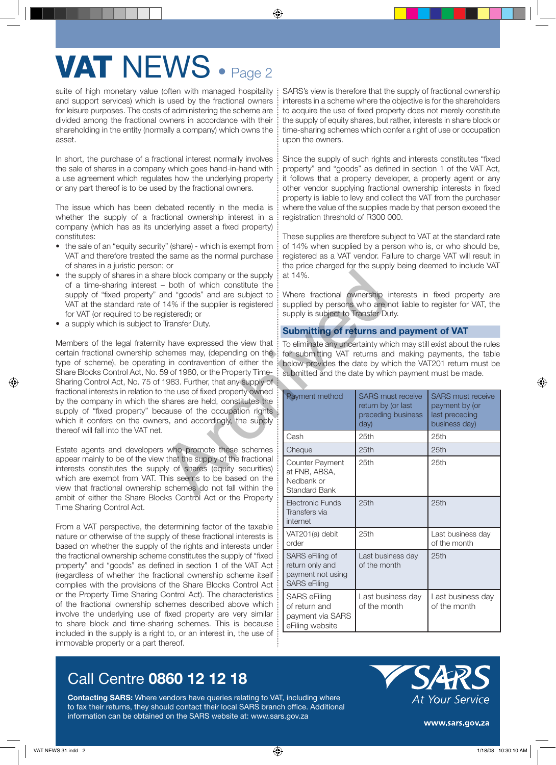suite of high monetary value (often with managed hospitality and support services) which is used by the fractional owners for leisure purposes. The costs of administering the scheme are divided among the fractional owners in accordance with their shareholding in the entity (normally a company) which owns the asset.

In short, the purchase of a fractional interest normally involves the sale of shares in a company which goes hand-in-hand with a use agreement which regulates how the underlying property or any part thereof is to be used by the fractional owners.

The issue which has been debated recently in the media is whether the supply of a fractional ownership interest in a company (which has as its underlying asset a fixed property) constitutes:

- the sale of an "equity security" (share) - which is exempt from VAT and therefore treated the same as the normal purchase of shares in a juristic person; or
- the supply of shares in a share block company or the supply of a time-sharing interest – both of which constitute the supply of "fixed property" and "goods" and are subject to VAT at the standard rate of 14% if the supplier is registered for VAT (or required to be registered); or
- a supply which is subject to Transfer Duty.

Members of the legal fraternity have expressed the view that certain fractional ownership schemes may, (depending on the type of scheme), be operating in contravention of either the Share Blocks Control Act, No. 59 of 1980, or the Property Time-Sharing Control Act, No. 75 of 1983. Further, that any supply of fractional interests in relation to the use of fixed property owned by the company in which the shares are held, constitutes the supply of "fixed property" because of the occupation rights which it confers on the owners, and accordingly, the supply thereof will fall into the VAT net.

Estate agents and developers who promote these schemes appear mainly to be of the view that the supply of the fractional interests constitutes the supply of shares (equity securities) which are exempt from VAT. This seems to be based on the view that fractional ownership schemes do not fall within the ambit of either the Share Blocks Control Act or the Property Time Sharing Control Act.

From a VAT perspective, the determining factor of the taxable nature or otherwise of the supply of these fractional interests is based on whether the supply of the rights and interests under the fractional ownership scheme constitutes the supply of "fixed property" and "goods" as defined in section 1 of the VAT Act (regardless of whether the fractional ownership scheme itself complies with the provisions of the Share Blocks Control Act or the Property Time Sharing Control Act). The characteristics of the fractional ownership schemes described above which involve the underlying use of fixed property are very similar to share block and time-sharing schemes. This is because included in the supply is a right to, or an interest in, the use of immovable property or a part thereof.

SARS's view is therefore that the supply of fractional ownership interests in a scheme where the objective is for the shareholders to acquire the use of fixed property does not merely constitute the supply of equity shares, but rather, interests in share block or time-sharing schemes which confer a right of use or occupation upon the owners.

Since the supply of such rights and interests constitutes "fixed property" and "goods" as defined in section 1 of the VAT Act, it follows that a property developer, a property agent or any other vendor supplying fractional ownership interests in fixed property is liable to levy and collect the VAT from the purchaser where the value of the supplies made by that person exceed the registration threshold of R300 000.

These supplies are therefore subject to VAT at the standard rate of 14% when supplied by a person who is, or who should be, registered as a VAT vendor. Failure to charge VAT will result in the price charged for the supply being deemed to include VAT at 14%.

Where fractional ownership interests in fixed property are supplied by persons who are not liable to register for VAT, the supply is subject to Transfer Duty.

## Submitting of returns and payment of VAT

To eliminate any uncertainty which may still exist about the rules for submitting VAT returns and making payments, the table below provides the date by which the VAT201 return must be submitted and the date by which payment must be made.

| Payment method | SARS must receive return by (or last preceding business day) | SARS must receive payment by (or last preceding business day) |
|---|---|---|
| Cash | 25th | 25th |
| Cheque | 25th | 25th |
| Counter Payment at FNB, ABSA, Nedbank or Standard Bank | 25th | 25th |
| Electronic Funds Transfers via internet | 25th | 25th |
| VAT201(a) debit order | 25th | Last business day of the month |
| SARS eFiling of return only and payment not using SARS eFiling | Last business day of the month | 25th |
| SARS eFiling of return and payment via SARS eFiling website | Last business day of the month | Last business day of the month |

Call Centre **0860 12 12 18**

**Contacting SARS:** Where vendors have queries relating to VAT, including where to fax their returns, they should contact their local SARS branch office. Additional information can be obtained on the SARS website at: www.sars.gov.za

SARS At Your Service

**www.sars.gov.za**